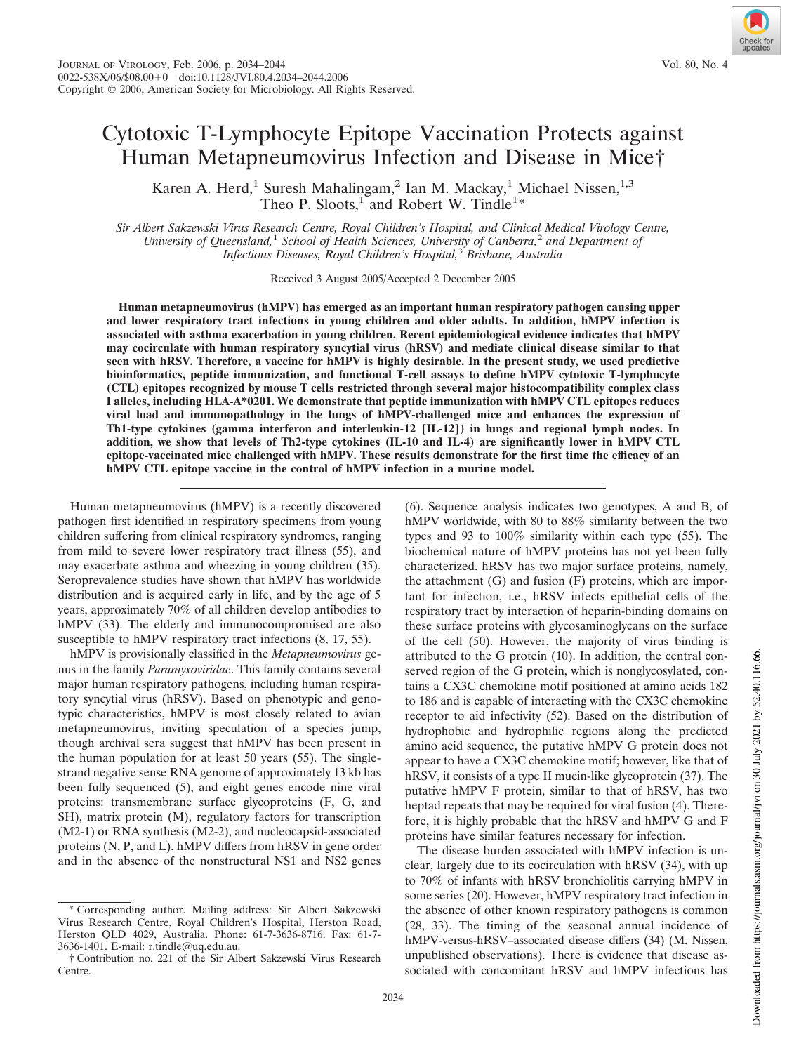# Cytotoxic T-Lymphocyte Epitope Vaccination Protects against Human Metapneumovirus Infection and Disease in Mice†

Karen A. Herd,[1] Suresh Mahalingam,[2] Ian M. Mackay,[1] Michael Nissen,[1,3] Theo P. Sloots,[1] and Robert W. Tindle[1]*

*Sir Albert Sakzewski Virus Research Centre, Royal Children's Hospital, and Clinical Medical Virology Centre, University of Queensland,[1] School of Health Sciences, University of Canberra,[2] and Department of Infectious Diseases, Royal Children's Hospital,[3] Brisbane, Australia*

Received 3 August 2005/Accepted 2 December 2005

**Human metapneumovirus (hMPV) has emerged as an important human respiratory pathogen causing upper and lower respiratory tract infections in young children and older adults. In addition, hMPV infection is associated with asthma exacerbation in young children. Recent epidemiological evidence indicates that hMPV may cocirculate with human respiratory syncytial virus (hRSV) and mediate clinical disease similar to that seen with hRSV. Therefore, a vaccine for hMPV is highly desirable. In the present study, we used predictive bioinformatics, peptide immunization, and functional T-cell assays to define hMPV cytotoxic T-lymphocyte (CTL) epitopes recognized by mouse T cells restricted through several major histocompatibility complex class I alleles, including HLA-A*0201. We demonstrate that peptide immunization with hMPV CTL epitopes reduces viral load and immunopathology in the lungs of hMPV-challenged mice and enhances the expression of Th1-type cytokines (gamma interferon and interleukin-12 [IL-12]) in lungs and regional lymph nodes. In addition, we show that levels of Th2-type cytokines (IL-10 and IL-4) are significantly lower in hMPV CTL epitope-vaccinated mice challenged with hMPV. These results demonstrate for the first time the efficacy of an hMPV CTL epitope vaccine in the control of hMPV infection in a murine model.**

Human metapneumovirus (hMPV) is a recently discovered pathogen first identified in respiratory specimens from young children suffering from clinical respiratory syndromes, ranging from mild to severe lower respiratory tract illness (55), and may exacerbate asthma and wheezing in young children (35). Seroprevalence studies have shown that hMPV has worldwide distribution and is acquired early in life, and by the age of 5 years, approximately 70% of all children develop antibodies to hMPV (33). The elderly and immunocompromised are also susceptible to hMPV respiratory tract infections (8, 17, 55).

hMPV is provisionally classified in the *Metapneumovirus* genus in the family *Paramyxoviridae*. This family contains several major human respiratory pathogens, including human respiratory syncytial virus (hRSV). Based on phenotypic and genotypic characteristics, hMPV is most closely related to avian metapneumovirus, inviting speculation of a species jump, though archival sera suggest that hMPV has been present in the human population for at least 50 years (55). The single-strand negative sense RNA genome of approximately 13 kb has been fully sequenced (5), and eight genes encode nine viral proteins: transmembrane surface glycoproteins (F, G, and SH), matrix protein (M), regulatory factors for transcription (M2-1) or RNA synthesis (M2-2), and nucleocapsid-associated proteins (N, P, and L). hMPV differs from hRSV in gene order and in the absence of the nonstructural NS1 and NS2 genes (6). Sequence analysis indicates two genotypes, A and B, of hMPV worldwide, with 80 to 88% similarity between the two types and 93 to 100% similarity within each type (55). The biochemical nature of hMPV proteins has not yet been fully characterized. hRSV has two major surface proteins, namely, the attachment (G) and fusion (F) proteins, which are important for infection, i.e., hRSV infects epithelial cells of the respiratory tract by interaction of heparin-binding domains on these surface proteins with glycosaminoglycans on the surface of the cell (50). However, the majority of virus binding is attributed to the G protein (10). In addition, the central conserved region of the G protein, which is nonglycosylated, contains a CX3C chemokine motif positioned at amino acids 182 to 186 and is capable of interacting with the CX3C chemokine receptor to aid infectivity (52). Based on the distribution of hydrophobic and hydrophilic regions along the predicted amino acid sequence, the putative hMPV G protein does not appear to have a CX3C chemokine motif; however, like that of hRSV, it consists of a type II mucin-like glycoprotein (37). The putative hMPV F protein, similar to that of hRSV, has two heptad repeats that may be required for viral fusion (4). Therefore, it is highly probable that the hRSV and hMPV G and F proteins have similar features necessary for infection.

The disease burden associated with hMPV infection is unclear, largely due to its cocirculation with hRSV (34), with up to 70% of infants with hRSV bronchiolitis carrying hMPV in some series (20). However, hMPV respiratory tract infection in the absence of other known respiratory pathogens is common (28, 33). The timing of the seasonal annual incidence of hMPV-versus-hRSV–associated disease differs (34) (M. Nissen, unpublished observations). There is evidence that disease associated with concomitant hRSV and hMPV infections has

---

* Corresponding author. Mailing address: Sir Albert Sakzewski Virus Research Centre, Royal Children's Hospital, Herston Road, Herston QLD 4029, Australia. Phone: 61-7-3636-8716. Fax: 61-7-3636-1401. E-mail: r.tindle@uq.edu.au.

† Contribution no. 221 of the Sir Albert Sakzewski Virus Research Centre.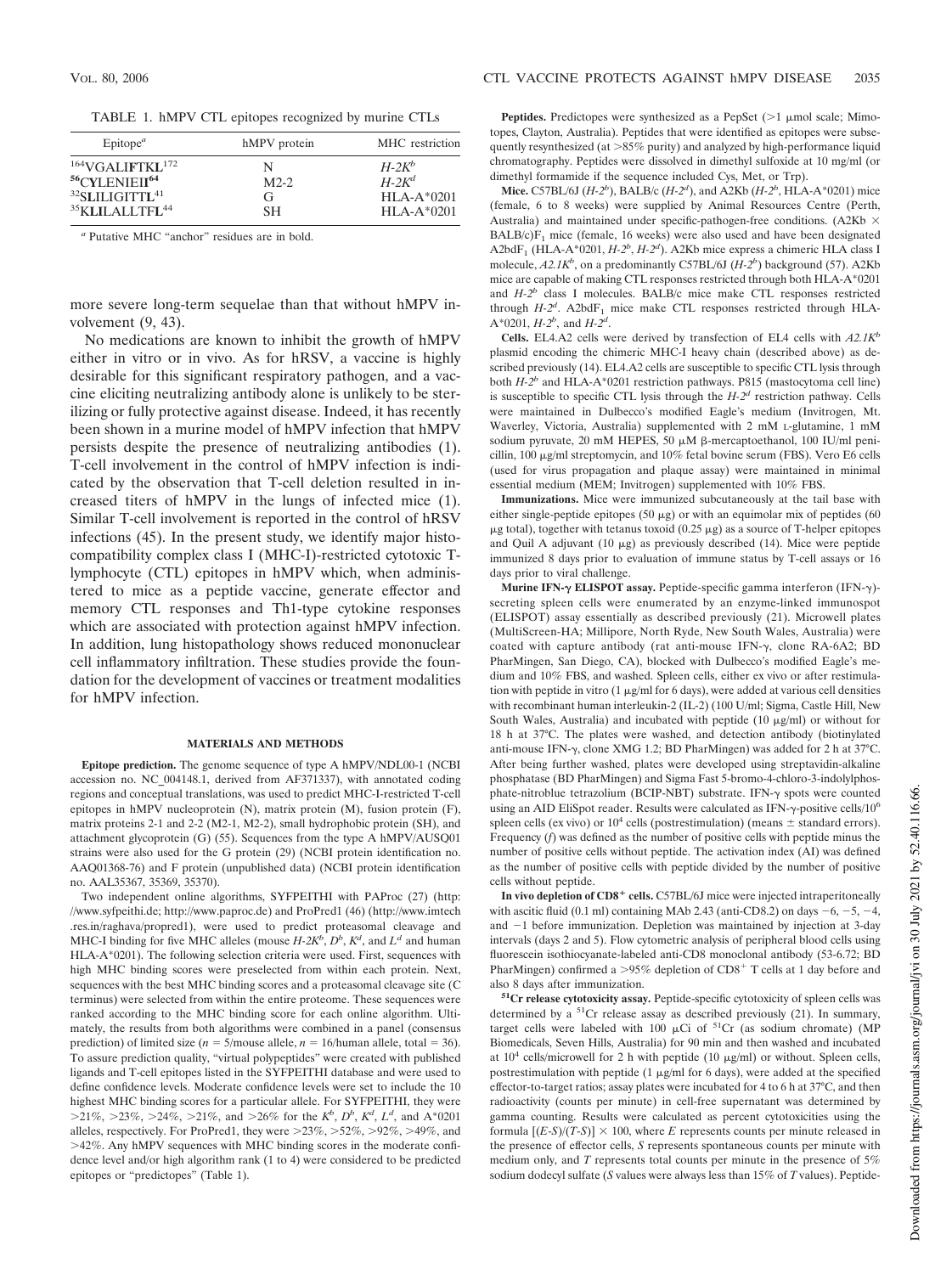TABLE 1. hMPV CTL epitopes recognized by murine CTLs

| Epitope[a] | hMPV protein | MHC restriction |
|---|---|---|
| [164]V**G**ALIFT**K**L[172] | N | *H-2K*$^b$ |
| [56]C**Y**LENIEI**I**[64] | M2-2 | *H-2K*$^d$ |
| [32]S**L**ILIGITT**L**[41] | G | HLA-A*0201 |
| [35]K**L**ILALLTF**L**[44] | SH | HLA-A*0201 |

[a] Putative MHC "anchor" residues are in bold.

more severe long-term sequelae than that without hMPV involvement (9, 43).

No medications are known to inhibit the growth of hMPV either in vitro or in vivo. As for hRSV, a vaccine is highly desirable for this significant respiratory pathogen, and a vaccine eliciting neutralizing antibody alone is unlikely to be sterilizing or fully protective against disease. Indeed, it has recently been shown in a murine model of hMPV infection that hMPV persists despite the presence of neutralizing antibodies (1). T-cell involvement in the control of hMPV infection is indicated by the observation that T-cell deletion resulted in increased titers of hMPV in the lungs of infected mice (1). Similar T-cell involvement is reported in the control of hRSV infections (45). In the present study, we identify major histocompatibility complex class I (MHC-I)-restricted cytotoxic T-lymphocyte (CTL) epitopes in hMPV which, when administered to mice as a peptide vaccine, generate effector and memory CTL responses and Th1-type cytokine responses which are associated with protection against hMPV infection. In addition, lung histopathology shows reduced mononuclear cell inflammatory infiltration. These studies provide the foundation for the development of vaccines or treatment modalities for hMPV infection.

## MATERIALS AND METHODS

**Epitope prediction.** The genome sequence of type A hMPV/NDL00-1 (NCBI accession no. NC_004148.1, derived from AF371337), with annotated coding regions and conceptual translations, was used to predict MHC-I-restricted T-cell epitopes in hMPV nucleoprotein (N), matrix protein (M), fusion protein (F), matrix proteins 2-1 and 2-2 (M2-1, M2-2), small hydrophobic protein (SH), and attachment glycoprotein (G) (55). Sequences from the type A hMPV/AUSQ01 strains were also used for the G protein (29) (NCBI protein identification no. AAQ01368-76) and F protein (unpublished data) (NCBI protein identification no. AAL35367, 35369, 35370).

Two independent online algorithms, SYFPEITHI with PAProc (27) (http://www.syfpeithi.de; http://www.paproc.de) and ProPred1 (46) (http://www.imtech.res.in/raghava/propred1), were used to predict proteasomal cleavage and MHC-I binding for five MHC alleles (mouse *H-2K*$^b$, *D*$^b$, *K*$^d$, and *L*$^d$ and human HLA-A*0201). The following selection criteria were used. First, sequences with high MHC binding scores were preselected from within each protein. Next, sequences with the best MHC binding scores and a proteasomal cleavage site (C terminus) were selected from within the entire proteome. These sequences were ranked according to the MHC binding score for each online algorithm. Ultimately, the results from both algorithms were combined in a panel (consensus prediction) of limited size ($n = 5$/mouse allele, $n = 16$/human allele, total = 36). To assure prediction quality, "virtual polypeptides" were created with published ligands and T-cell epitopes listed in the SYFPEITHI database and were used to define confidence levels. Moderate confidence levels were set to include the 10 highest MHC binding scores for a particular allele. For SYFPEITHI, they were >21%, >23%, >24%, >21%, and >26% for the *K*$^b$, *D*$^b$, *K*$^d$, *L*$^d$, and A*0201 alleles, respectively. For ProPred1, they were >23%, >52%, >92%, >49%, and >42%. Any hMPV sequences with MHC binding scores in the moderate confidence level and/or high algorithm rank (1 to 4) were considered to be predicted epitopes or "predictopes" (Table 1).

**Peptides.** Predictopes were synthesized as a PepSet (>1 μmol scale; Mimotopes, Clayton, Australia). Peptides that were identified as epitopes were subsequently resynthesized (at >85% purity) and analyzed by high-performance liquid chromatography. Peptides were dissolved in dimethyl sulfoxide at 10 mg/ml (or dimethyl formamide if the sequence included Cys, Met, or Trp).

**Mice.** C57BL/6J (*H-2*$^b$), BALB/c (*H-2*$^d$), and A2Kb (*H-2*$^b$, HLA-A*0201) mice (female, 6 to 8 weeks) were supplied by Animal Resources Centre (Perth, Australia) and maintained under specific-pathogen-free conditions. (A2Kb × BALB/c)F$_1$ mice (female, 16 weeks) were also used and have been designated A2bdF$_1$ (HLA-A*0201, *H-2*$^b$, *H-2*$^d$). A2Kb mice express a chimeric HLA class I molecule, *A2.1K*$^b$, on a predominantly C57BL/6J (*H-2*$^b$) background (57). A2Kb mice are capable of making CTL responses restricted through both HLA-A*0201 and *H-2*$^b$ class I molecules. BALB/c mice make CTL responses restricted through *H-2*$^d$. A2bdF$_1$ mice make CTL responses restricted through HLA-A*0201, *H-2*$^b$, and *H-2*$^d$.

**Cells.** EL4.A2 cells were derived by transfection of EL4 cells with *A2.1K*$^b$ plasmid encoding the chimeric MHC-I heavy chain (described above) as described previously (14). EL4.A2 cells are susceptible to specific CTL lysis through both *H-2*$^b$ and HLA-A*0201 restriction pathways. P815 (mastocytoma cell line) is susceptible to specific CTL lysis through the *H-2*$^d$ restriction pathway. Cells were maintained in Dulbecco's modified Eagle's medium (Invitrogen, Mt. Waverley, Victoria, Australia) supplemented with 2 mM L-glutamine, 1 mM sodium pyruvate, 20 mM HEPES, 50 μM β-mercaptoethanol, 100 IU/ml penicillin, 100 μg/ml streptomycin, and 10% fetal bovine serum (FBS). Vero E6 cells (used for virus propagation and plaque assay) were maintained in minimal essential medium (MEM; Invitrogen) supplemented with 10% FBS.

**Immunizations.** Mice were immunized subcutaneously at the tail base with either single-peptide epitopes (50 μg) or with an equimolar mix of peptides (60 μg total), together with tetanus toxoid (0.25 μg) as a source of T-helper epitopes and Quil A adjuvant (10 μg) as previously described (14). Mice were peptide immunized 8 days prior to evaluation of immune status by T-cell assays or 16 days prior to viral challenge.

**Murine IFN-γ ELISPOT assay.** Peptide-specific gamma interferon (IFN-γ)-secreting spleen cells were enumerated by an enzyme-linked immunospot (ELISPOT) assay essentially as described previously (21). Microwell plates (MultiScreen-HA; Millipore, North Ryde, New South Wales, Australia) were coated with capture antibody (rat anti-mouse IFN-γ, clone RA-6A2; BD PharMingen, San Diego, CA), blocked with Dulbecco's modified Eagle's medium and 10% FBS, and washed. Spleen cells, either ex vivo or after restimulation with peptide in vitro (1 μg/ml for 6 days), were added at various cell densities with recombinant human interleukin-2 (IL-2) (100 U/ml; Sigma, Castle Hill, New South Wales, Australia) and incubated with peptide (10 μg/ml) or without for 18 h at 37°C. The plates were washed, and detection antibody (biotinylated anti-mouse IFN-γ, clone XMG 1.2; BD PharMingen) was added for 2 h at 37°C. After being further washed, plates were developed using streptavidin-alkaline phosphatase (BD PharMingen) and Sigma Fast 5-bromo-4-chloro-3-indolylphosphate-nitroblue tetrazolium (BCIP-NBT) substrate. IFN-γ spots were counted using an AID EliSpot reader. Results were calculated as IFN-γ-positive cells/10$^6$ spleen cells (ex vivo) or 10$^4$ cells (postrestimulation) (means ± standard errors). Frequency (*f*) was defined as the number of positive cells with peptide minus the number of positive cells without peptide. The activation index (AI) was defined as the number of positive cells with peptide divided by the number of positive cells without peptide.

**In vivo depletion of CD8$^+$ cells.** C57BL/6J mice were injected intraperitoneally with ascitic fluid (0.1 ml) containing MAb 2.43 (anti-CD8.2) on days −6, −5, −4, and −1 before immunization. Depletion was maintained by injection at 3-day intervals (days 2 and 5). Flow cytometric analysis of peripheral blood cells using fluorescein isothiocyanate-labeled anti-CD8 monoclonal antibody (53-6.72; BD PharMingen) confirmed a >95% depletion of CD8$^+$ T cells at 1 day before and also 8 days after immunization.

**$^{51}$Cr release cytotoxicity assay.** Peptide-specific cytotoxicity of spleen cells was determined by a $^{51}$Cr release assay as described previously (21). In summary, target cells were labeled with 100 μCi of $^{51}$Cr (as sodium chromate) (MP Biomedicals, Seven Hills, Australia) for 90 min and then washed and incubated at 10$^4$ cells/microwell for 2 h with peptide (10 μg/ml) or without. Spleen cells, postrestimulation with peptide (1 μg/ml for 6 days), were added at the specified effector-to-target ratios; assay plates were incubated for 4 to 6 h at 37°C, and then radioactivity (counts per minute) in cell-free supernatant was determined by gamma counting. Results were calculated as percent cytotoxicities using the formula $[(E\text{-}S)/(T\text{-}S)] \times 100$, where *E* represents counts per minute released in the presence of effector cells, *S* represents spontaneous counts per minute with medium only, and *T* represents total counts per minute in the presence of 5% sodium dodecyl sulfate (*S* values were always less than 15% of *T* values). Peptide-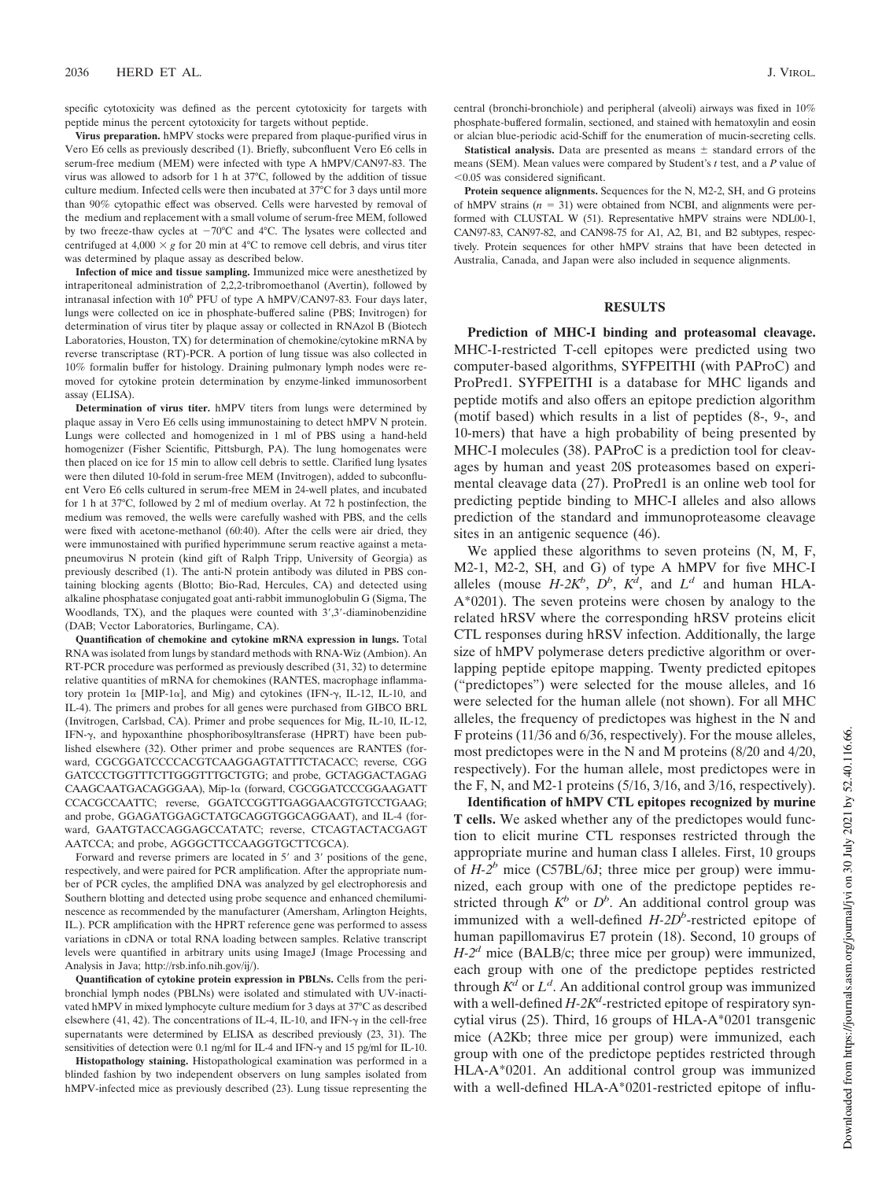specific cytotoxicity was defined as the percent cytotoxicity for targets with peptide minus the percent cytotoxicity for targets without peptide.

**Virus preparation.** hMPV stocks were prepared from plaque-purified virus in Vero E6 cells as previously described (1). Briefly, subconfluent Vero E6 cells in serum-free medium (MEM) were infected with type A hMPV/CAN97-83. The virus was allowed to adsorb for 1 h at 37°C, followed by the addition of tissue culture medium. Infected cells were then incubated at 37°C for 3 days until more than 90% cytopathic effect was observed. Cells were harvested by removal of the medium and replacement with a small volume of serum-free MEM, followed by two freeze-thaw cycles at −70°C and 4°C. The lysates were collected and centrifuged at 4,000 × *g* for 20 min at 4°C to remove cell debris, and virus titer was determined by plaque assay as described below.

**Infection of mice and tissue sampling.** Immunized mice were anesthetized by intraperitoneal administration of 2,2,2-tribromoethanol (Avertin), followed by intranasal infection with $10^6$ PFU of type A hMPV/CAN97-83. Four days later, lungs were collected on ice in phosphate-buffered saline (PBS; Invitrogen) for determination of virus titer by plaque assay or collected in RNAzol B (Biotech Laboratories, Houston, TX) for determination of chemokine/cytokine mRNA by reverse transcriptase (RT)-PCR. A portion of lung tissue was also collected in 10% formalin buffer for histology. Draining pulmonary lymph nodes were removed for cytokine protein determination by enzyme-linked immunosorbent assay (ELISA).

**Determination of virus titer.** hMPV titers from lungs were determined by plaque assay in Vero E6 cells using immunostaining to detect hMPV N protein. Lungs were collected and homogenized in 1 ml of PBS using a hand-held homogenizer (Fisher Scientific, Pittsburgh, PA). The lung homogenates were then placed on ice for 15 min to allow cell debris to settle. Clarified lung lysates were then diluted 10-fold in serum-free MEM (Invitrogen), added to subconfluent Vero E6 cells cultured in serum-free MEM in 24-well plates, and incubated for 1 h at 37°C, followed by 2 ml of medium overlay. At 72 h postinfection, the medium was removed, the wells were carefully washed with PBS, and the cells were fixed with acetone-methanol (60:40). After the cells were air dried, they were immunostained with purified hyperimmune serum reactive against a metapneumovirus N protein (kind gift of Ralph Tripp, University of Georgia) as previously described (1). The anti-N protein antibody was diluted in PBS containing blocking agents (Blotto; Bio-Rad, Hercules, CA) and detected using alkaline phosphatase conjugated goat anti-rabbit immunoglobulin G (Sigma, The Woodlands, TX), and the plaques were counted with 3′,3′-diaminobenzidine (DAB; Vector Laboratories, Burlingame, CA).

**Quantification of chemokine and cytokine mRNA expression in lungs.** Total RNA was isolated from lungs by standard methods with RNA-Wiz (Ambion). An RT-PCR procedure was performed as previously described (31, 32) to determine relative quantities of mRNA for chemokines (RANTES, macrophage inflammatory protein 1α [MIP-1α], and Mig) and cytokines (IFN-γ, IL-12, IL-10, and IL-4). The primers and probes for all genes were purchased from GIBCO BRL (Invitrogen, Carlsbad, CA). Primer and probe sequences for Mig, IL-10, IL-12, IFN-γ, and hypoxanthine phosphoribosyltransferase (HPRT) have been published elsewhere (32). Other primer and probe sequences are RANTES (forward, CGCGGATCCCCACGTCAAGGAGTATTTCTACACC; reverse, CGGGATCCCTGGTTTCTTGGGTTTGCTGTG; and probe, GCTAGGACTAGAGCAAGCAATGACAGGGAA), Mip-1α (forward, CGCGGATCCCGGAAGATTCCACGCCAATTC; reverse, GGATCCGGTTGAGGAACGTGTCCTGAAG; and probe, GGAGATGGAGCTATGCAGGTGGCAGGAAT), and IL-4 (forward, GAATGTACCAGGAGCCATATC; reverse, CTCAGTACTACGAGTAATCCA; and probe, AGGGCTTCCAAGGTGCTTCGCA).

Forward and reverse primers are located in 5′ and 3′ positions of the gene, respectively, and were paired for PCR amplification. After the appropriate number of PCR cycles, the amplified DNA was analyzed by gel electrophoresis and Southern blotting and detected using probe sequence and enhanced chemiluminescence as recommended by the manufacturer (Amersham, Arlington Heights, IL.). PCR amplification with the HPRT reference gene was performed to assess variations in cDNA or total RNA loading between samples. Relative transcript levels were quantified in arbitrary units using ImageJ (Image Processing and Analysis in Java; http://rsb.info.nih.gov/ij/).

**Quantification of cytokine protein expression in PBLNs.** Cells from the peribronchial lymph nodes (PBLNs) were isolated and stimulated with UV-inactivated hMPV in mixed lymphocyte culture medium for 3 days at 37°C as described elsewhere (41, 42). The concentrations of IL-4, IL-10, and IFN-γ in the cell-free supernatants were determined by ELISA as described previously (23, 31). The sensitivities of detection were 0.1 ng/ml for IL-4 and IFN-γ and 15 pg/ml for IL-10.

**Histopathology staining.** Histopathological examination was performed in a blinded fashion by two independent observers on lung samples isolated from hMPV-infected mice as previously described (23). Lung tissue representing the central (bronchi-bronchiole) and peripheral (alveoli) airways was fixed in 10% phosphate-buffered formalin, sectioned, and stained with hematoxylin and eosin or alcian blue-periodic acid-Schiff for the enumeration of mucin-secreting cells.

**Statistical analysis.** Data are presented as means ± standard errors of the means (SEM). Mean values were compared by Student's *t* test, and a *P* value of <0.05 was considered significant.

**Protein sequence alignments.** Sequences for the N, M2-2, SH, and G proteins of hMPV strains ($n$ = 31) were obtained from NCBI, and alignments were performed with CLUSTAL W (51). Representative hMPV strains were NDL00-1, CAN97-83, CAN97-82, and CAN98-75 for A1, A2, B1, and B2 subtypes, respectively. Protein sequences for other hMPV strains that have been detected in Australia, Canada, and Japan were also included in sequence alignments.

## RESULTS

**Prediction of MHC-I binding and proteasomal cleavage.** MHC-I-restricted T-cell epitopes were predicted using two computer-based algorithms, SYFPEITHI (with PAProC) and ProPred1. SYFPEITHI is a database for MHC ligands and peptide motifs and also offers an epitope prediction algorithm (motif based) which results in a list of peptides (8-, 9-, and 10-mers) that have a high probability of being presented by MHC-I molecules (38). PAProC is a prediction tool for cleavages by human and yeast 20S proteasomes based on experimental cleavage data (27). ProPred1 is an online web tool for predicting peptide binding to MHC-I alleles and also allows prediction of the standard and immunoproteasome cleavage sites in an antigenic sequence (46).

We applied these algorithms to seven proteins (N, M, F, M2-1, M2-2, SH, and G) of type A hMPV for five MHC-I alleles (mouse *H-2K^b^*, *D^b^*, *K^d^*, and *L^d^* and human HLA-A*0201). The seven proteins were chosen by analogy to the related hRSV where the corresponding hRSV proteins elicit CTL responses during hRSV infection. Additionally, the large size of hMPV polymerase deters predictive algorithm or overlapping peptide epitope mapping. Twenty predicted epitopes ("predictopes") were selected for the mouse alleles, and 16 were selected for the human allele (not shown). For all MHC alleles, the frequency of predictopes was highest in the N and F proteins (11/36 and 6/36, respectively). For the mouse alleles, most predictopes were in the N and M proteins (8/20 and 4/20, respectively). For the human allele, most predictopes were in the F, N, and M2-1 proteins (5/16, 3/16, and 3/16, respectively).

**Identification of hMPV CTL epitopes recognized by murine T cells.** We asked whether any of the predictopes would function to elicit murine CTL responses restricted through the appropriate murine and human class I alleles. First, 10 groups of *H-2^b^* mice (C57BL/6J; three mice per group) were immunized, each group with one of the predictope peptides restricted through *K^b^* or *D^b^*. An additional control group was immunized with a well-defined *H-2D^b^*-restricted epitope of human papillomavirus E7 protein (18). Second, 10 groups of *H-2^d^* mice (BALB/c; three mice per group) were immunized, each group with one of the predictope peptides restricted through *K^d^* or *L^d^*. An additional control group was immunized with a well-defined *H-2K^d^*-restricted epitope of respiratory syncytial virus (25). Third, 16 groups of HLA-A*0201 transgenic mice (A2Kb; three mice per group) were immunized, each group with one of the predictope peptides restricted through HLA-A*0201. An additional control group was immunized with a well-defined HLA-A*0201-restricted epitope of influ-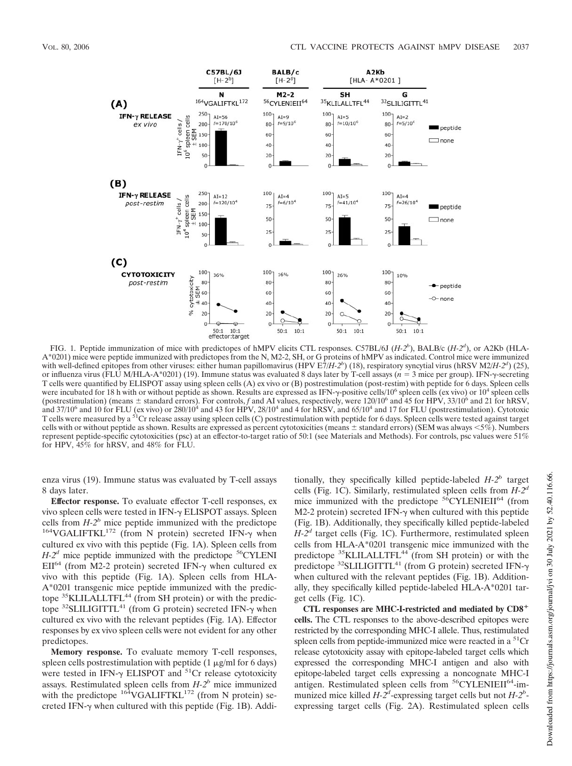FIG. 1. Peptide immunization of mice with predictopes of hMPV elicits CTL responses. C57BL/6J ($H$-$2^b$), BALB/c ($H$-$2^d$), or A2Kb (HLA-A*0201) mice were peptide immunized with predictopes from the N, M2-2, SH, or G proteins of hMPV as indicated. Control mice were immunized with well-defined epitopes from other viruses: either human papillomavirus (HPV E7/$H$-$2^b$) (18), respiratory syncytial virus (hRSV M2/$H$-$2^d$) (25), or influenza virus (FLU M/HLA-A*0201) (19). Immune status was evaluated 8 days later by T-cell assays ($n = 3$ mice per group). IFN-γ-secreting T cells were quantified by ELISPOT assay using spleen cells (A) ex vivo or (B) postrestimulation (post-restim) with peptide for 6 days. Spleen cells were incubated for 18 h with or without peptide as shown. Results are expressed as IFN-γ-positive cells/$10^6$ spleen cells (ex vivo) or $10^4$ spleen cells (postrestimulation) (means ± standard errors). For controls, $f$ and AI values, respectively, were 120/$10^6$ and 45 for HPV, 33/$10^6$ and 21 for hRSV, and 37/$10^6$ and 10 for FLU (ex vivo) or 280/$10^4$ and 43 for HPV, 28/$10^4$ and 4 for hRSV, and 65/$10^4$ and 17 for FLU (postrestimulation). Cytotoxic T cells were measured by a $^{51}$Cr release assay using spleen cells (C) postrestimulation with peptide for 6 days. Spleen cells were tested against target cells with or without peptide as shown. Results are expressed as percent cytotoxicities (means ± standard errors) (SEM was always <5%). Numbers represent peptide-specific cytotoxicities (psc) at an effector-to-target ratio of 50:1 (see Materials and Methods). For controls, psc values were 51% for HPV, 45% for hRSV, and 48% for FLU.

enza virus (19). Immune status was evaluated by T-cell assays 8 days later.

**Effector response.** To evaluate effector T-cell responses, ex vivo spleen cells were tested in IFN-γ ELISPOT assays. Spleen cells from $H$-$2^b$ mice peptide immunized with the predictope $^{164}$VGALIFTKL$^{172}$ (from N protein) secreted IFN-γ when cultured ex vivo with this peptide (Fig. 1A). Spleen cells from $H$-$2^d$ mice peptide immunized with the predictope $^{56}$CYLENIEII$^{64}$ (from M2-2 protein) secreted IFN-γ when cultured ex vivo with this peptide (Fig. 1A). Spleen cells from HLA-A*0201 transgenic mice peptide immunized with the predictope $^{35}$KLILALLTFL$^{44}$ (from SH protein) or with the predictope $^{32}$SLILIGITTL$^{41}$ (from G protein) secreted IFN-γ when cultured ex vivo with the relevant peptides (Fig. 1A). Effector responses by ex vivo spleen cells were not evident for any other predictopes.

**Memory response.** To evaluate memory T-cell responses, spleen cells postrestimulation with peptide (1 μg/ml for 6 days) were tested in IFN-γ ELISPOT and $^{51}$Cr release cytotoxicity assays. Restimulated spleen cells from $H$-$2^b$ mice immunized with the predictope $^{164}$VGALIFTKL$^{172}$ (from N protein) secreted IFN-γ when cultured with this peptide (Fig. 1B). Additionally, they specifically killed peptide-labeled $H$-$2^b$ target cells (Fig. 1C). Similarly, restimulated spleen cells from $H$-$2^d$ mice immunized with the predictope $^{56}$CYLENIEII$^{64}$ (from M2-2 protein) secreted IFN-γ when cultured with this peptide (Fig. 1B). Additionally, they specifically killed peptide-labeled $H$-$2^d$ target cells (Fig. 1C). Furthermore, restimulated spleen cells from HLA-A*0201 transgenic mice immunized with the predictope $^{35}$KLILALLTFL$^{44}$ (from SH protein) or with the predictope $^{32}$SLILIGITTL$^{41}$ (from G protein) secreted IFN-γ when cultured with the relevant peptides (Fig. 1B). Additionally, they specifically killed peptide-labeled HLA-A*0201 target cells (Fig. 1C).

**CTL responses are MHC-I-restricted and mediated by CD8$^+$ cells.** The CTL responses to the above-described epitopes were restricted by the corresponding MHC-I allele. Thus, restimulated spleen cells from peptide-immunized mice were reacted in a $^{51}$Cr release cytotoxicity assay with epitope-labeled target cells which expressed the corresponding MHC-I antigen and also with epitope-labeled target cells expressing a noncognate MHC-I antigen. Restimulated spleen cells from $^{56}$CYLENIEII$^{64}$-immunized mice killed $H$-$2^d$-expressing target cells but not $H$-$2^b$-expressing target cells (Fig. 2A). Restimulated spleen cells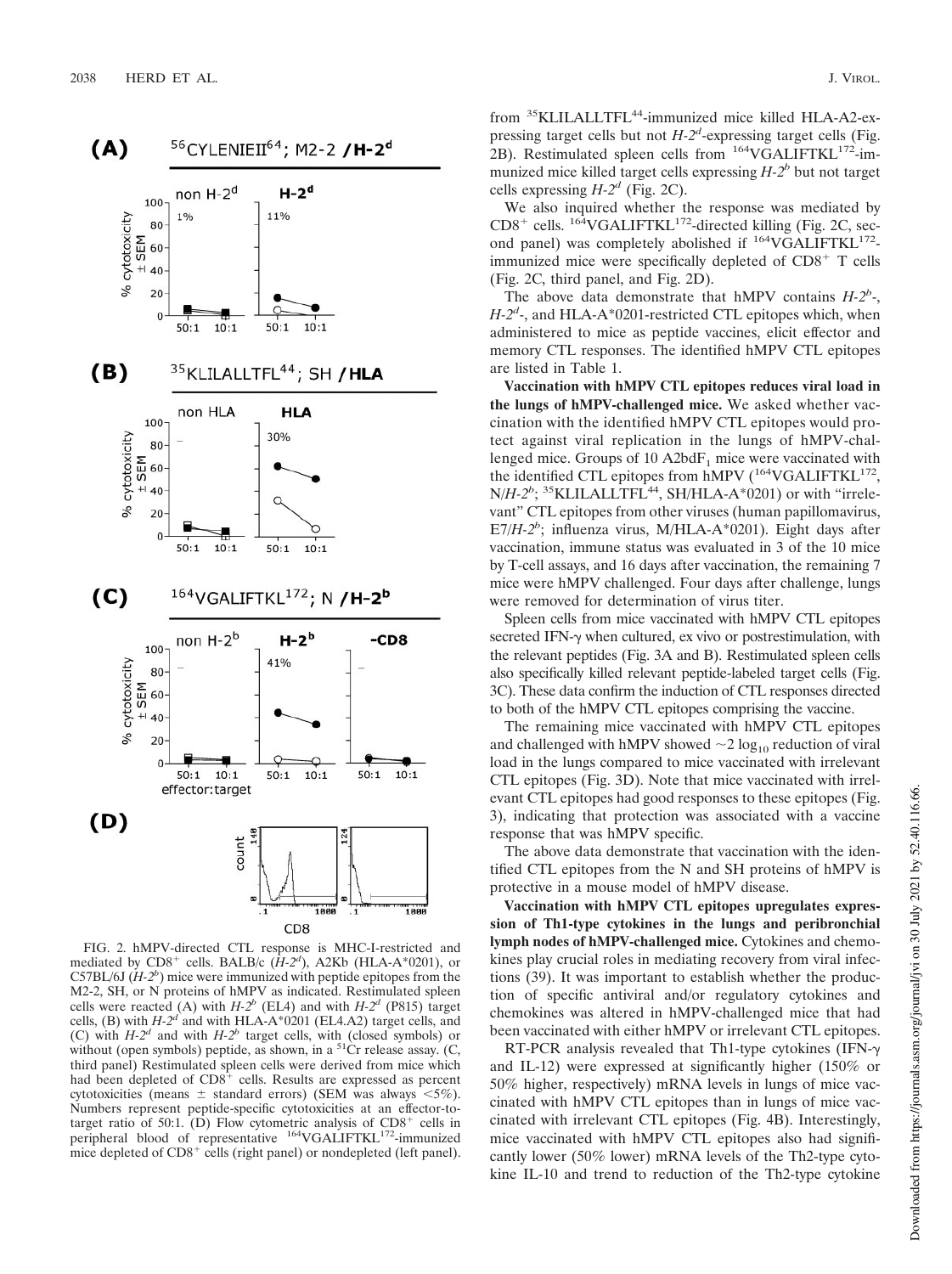FIG. 2. hMPV-directed CTL response is MHC-I-restricted and mediated by $CD8^+$ cells. BALB/c (*H-2^d^*), A2Kb (HLA-A*0201), or C57BL/6J (*H-2^b^*) mice were immunized with peptide epitopes from the M2-2, SH, or N proteins of hMPV as indicated. Restimulated spleen cells were reacted (A) with $H\text{-}2^b$ (EL4) and with $H\text{-}2^d$ (P815) target cells, (B) with $H\text{-}2^d$ and with HLA-A*0201 (EL4.A2) target cells, and (C) with $H\text{-}2^d$ and with $H\text{-}2^b$ target cells, with (closed symbols) or without (open symbols) peptide, as shown, in a $^{51}Cr$ release assay. (C, third panel) Restimulated spleen cells were derived from mice which had been depleted of $CD8^+$ cells. Results are expressed as percent cytotoxicities (means ± standard errors) (SEM was always <5%). Numbers represent peptide-specific cytotoxicities at an effector-to-target ratio of 50:1. (D) Flow cytometric analysis of $CD8^+$ cells in peripheral blood of representative $^{164}$VGALIFTKL$^{172}$-immunized mice depleted of $CD8^+$ cells (right panel) or nondepleted (left panel).

from $^{35}$KLILALLTFL$^{44}$-immunized mice killed HLA-A2-expressing target cells but not $H\text{-}2^d$-expressing target cells (Fig. 2B). Restimulated spleen cells from $^{164}$VGALIFTKL$^{172}$-immunized mice killed target cells expressing $H\text{-}2^b$ but not target cells expressing $H\text{-}2^d$ (Fig. 2C).

We also inquired whether the response was mediated by $CD8^+$ cells. $^{164}$VGALIFTKL$^{172}$-directed killing (Fig. 2C, second panel) was completely abolished if $^{164}$VGALIFTKL$^{172}$-immunized mice were specifically depleted of $CD8^+$ T cells (Fig. 2C, third panel, and Fig. 2D).

The above data demonstrate that hMPV contains $H\text{-}2^b$-, $H\text{-}2^d$-, and HLA-A*0201-restricted CTL epitopes which, when administered to mice as peptide vaccines, elicit effector and memory CTL responses. The identified hMPV CTL epitopes are listed in Table 1.

**Vaccination with hMPV CTL epitopes reduces viral load in the lungs of hMPV-challenged mice.** We asked whether vaccination with the identified hMPV CTL epitopes would protect against viral replication in the lungs of hMPV-challenged mice. Groups of 10 A2bd$F_1$ mice were vaccinated with the identified CTL epitopes from hMPV ($^{164}$VGALIFTKL$^{172}$, N/$H\text{-}2^b$; $^{35}$KLILALLTFL$^{44}$, SH/HLA-A*0201) or with "irrelevant" CTL epitopes from other viruses (human papillomavirus, E7/$H\text{-}2^b$; influenza virus, M/HLA-A*0201). Eight days after vaccination, immune status was evaluated in 3 of the 10 mice by T-cell assays, and 16 days after vaccination, the remaining 7 mice were hMPV challenged. Four days after challenge, lungs were removed for determination of virus titer.

Spleen cells from mice vaccinated with hMPV CTL epitopes secreted IFN-γ when cultured, ex vivo or postrestimulation, with the relevant peptides (Fig. 3A and B). Restimulated spleen cells also specifically killed relevant peptide-labeled target cells (Fig. 3C). These data confirm the induction of CTL responses directed to both of the hMPV CTL epitopes comprising the vaccine.

The remaining mice vaccinated with hMPV CTL epitopes and challenged with hMPV showed ~2 $\log_{10}$ reduction of viral load in the lungs compared to mice vaccinated with irrelevant CTL epitopes (Fig. 3D). Note that mice vaccinated with irrelevant CTL epitopes had good responses to these epitopes (Fig. 3), indicating that protection was associated with a vaccine response that was hMPV specific.

The above data demonstrate that vaccination with the identified CTL epitopes from the N and SH proteins of hMPV is protective in a mouse model of hMPV disease.

**Vaccination with hMPV CTL epitopes upregulates expression of Th1-type cytokines in the lungs and peribronchial lymph nodes of hMPV-challenged mice.** Cytokines and chemokines play crucial roles in mediating recovery from viral infections (39). It was important to establish whether the production of specific antiviral and/or regulatory cytokines and chemokines was altered in hMPV-challenged mice that had been vaccinated with either hMPV or irrelevant CTL epitopes.

RT-PCR analysis revealed that Th1-type cytokines (IFN-γ and IL-12) were expressed at significantly higher (150% or 50% higher, respectively) mRNA levels in lungs of mice vaccinated with hMPV CTL epitopes than in lungs of mice vaccinated with irrelevant CTL epitopes (Fig. 4B). Interestingly, mice vaccinated with hMPV CTL epitopes also had significantly lower (50% lower) mRNA levels of the Th2-type cytokine IL-10 and trend to reduction of the Th2-type cytokine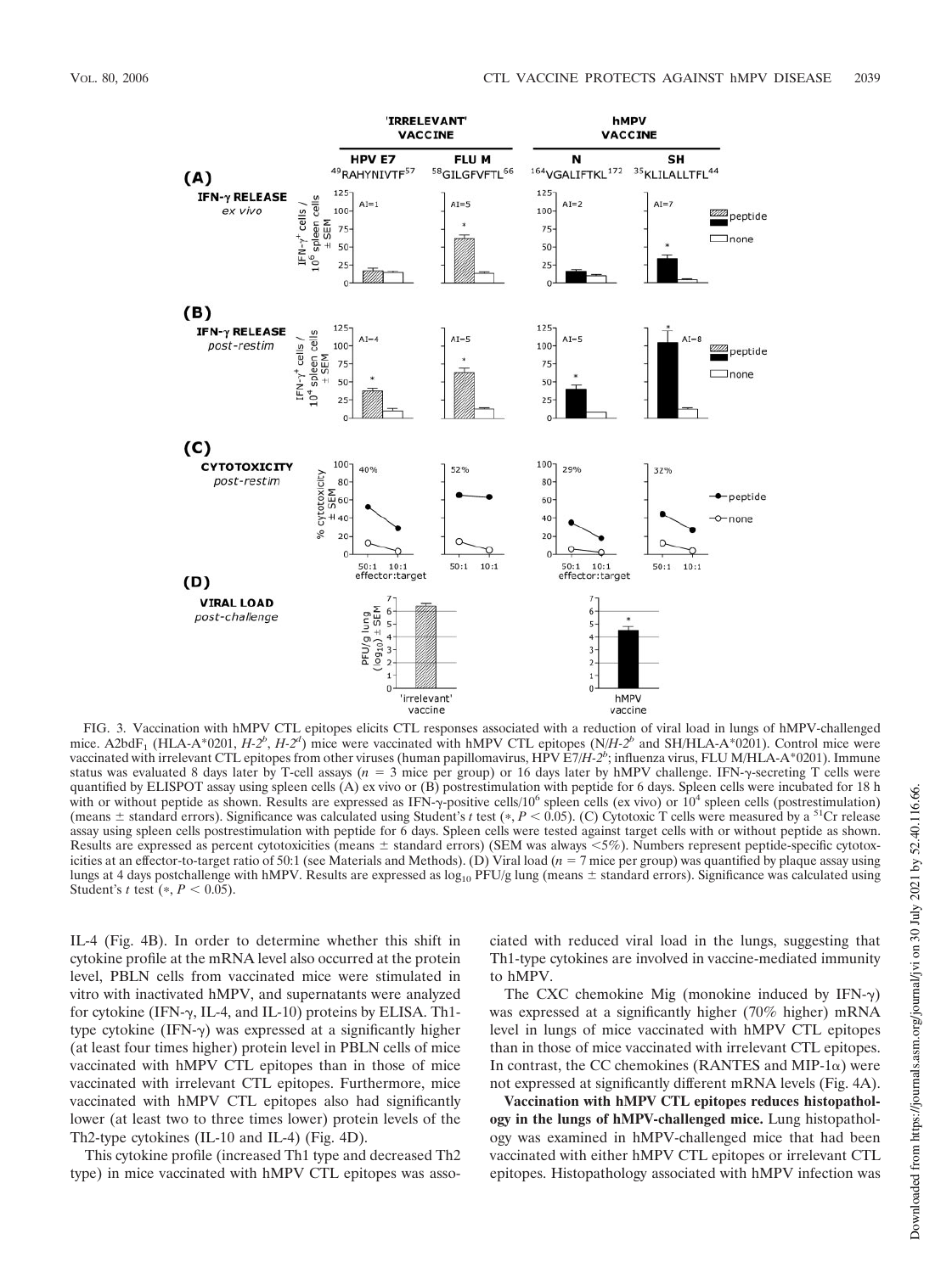FIG. 3. Vaccination with hMPV CTL epitopes elicits CTL responses associated with a reduction of viral load in lungs of hMPV-challenged mice. A2bdF$_1$ (HLA-A*0201, $H$-$2^b$, $H$-$2^d$) mice were vaccinated with hMPV CTL epitopes (N/$H$-$2^b$ and SH/HLA-A*0201). Control mice were vaccinated with irrelevant CTL epitopes from other viruses (human papillomavirus, HPV E7/$H$-$2^b$; influenza virus, FLU M/HLA-A*0201). Immune status was evaluated 8 days later by T-cell assays ($n$ = 3 mice per group) or 16 days later by hMPV challenge. IFN-γ-secreting T cells were quantified by ELISPOT assay using spleen cells (A) ex vivo or (B) postrestimulation with peptide for 6 days. Spleen cells were incubated for 18 h with or without peptide as shown. Results are expressed as IFN-γ-positive cells/$10^6$ spleen cells (ex vivo) or $10^4$ spleen cells (postrestimulation) (means ± standard errors). Significance was calculated using Student's $t$ test (*, $P < 0.05$). (C) Cytotoxic T cells were measured by a $^{51}$Cr release assay using spleen cells postrestimulation with peptide for 6 days. Spleen cells were tested against target cells with or without peptide as shown. Results are expressed as percent cytotoxicities (means ± standard errors) (SEM was always <5%). Numbers represent peptide-specific cytotoxicities at an effector-to-target ratio of 50:1 (see Materials and Methods). (D) Viral load ($n$ = 7 mice per group) was quantified by plaque assay using lungs at 4 days postchallenge with hMPV. Results are expressed as $\log_{10}$ PFU/g lung (means ± standard errors). Significance was calculated using Student's $t$ test (*, $P < 0.05$).

IL-4 (Fig. 4B). In order to determine whether this shift in cytokine profile at the mRNA level also occurred at the protein level, PBLN cells from vaccinated mice were stimulated in vitro with inactivated hMPV, and supernatants were analyzed for cytokine (IFN-γ, IL-4, and IL-10) proteins by ELISA. Th1-type cytokine (IFN-γ) was expressed at a significantly higher (at least four times higher) protein level in PBLN cells of mice vaccinated with hMPV CTL epitopes than in those of mice vaccinated with irrelevant CTL epitopes. Furthermore, mice vaccinated with hMPV CTL epitopes also had significantly lower (at least two to three times lower) protein levels of the Th2-type cytokines (IL-10 and IL-4) (Fig. 4D).

This cytokine profile (increased Th1 type and decreased Th2 type) in mice vaccinated with hMPV CTL epitopes was associated with reduced viral load in the lungs, suggesting that Th1-type cytokines are involved in vaccine-mediated immunity to hMPV.

The CXC chemokine Mig (monokine induced by IFN-γ) was expressed at a significantly higher (70% higher) mRNA level in lungs of mice vaccinated with hMPV CTL epitopes than in those of mice vaccinated with irrelevant CTL epitopes. In contrast, the CC chemokines (RANTES and MIP-1α) were not expressed at significantly different mRNA levels (Fig. 4A).

**Vaccination with hMPV CTL epitopes reduces histopathology in the lungs of hMPV-challenged mice.** Lung histopathology was examined in hMPV-challenged mice that had been vaccinated with either hMPV CTL epitopes or irrelevant CTL epitopes. Histopathology associated with hMPV infection was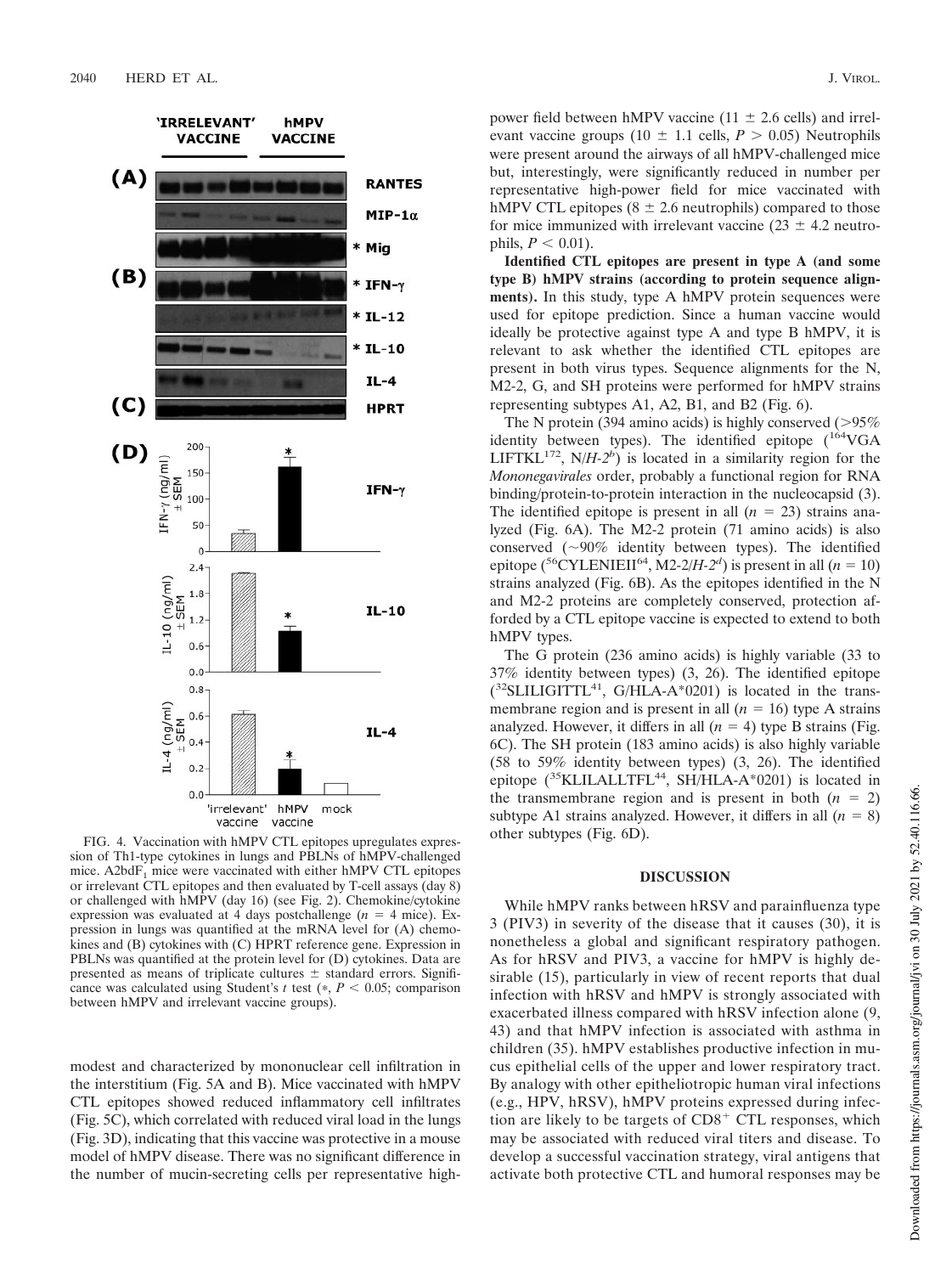FIG. 4. Vaccination with hMPV CTL epitopes upregulates expression of Th1-type cytokines in lungs and PBLNs of hMPV-challenged mice. A2bdF$_1$ mice were vaccinated with either hMPV CTL epitopes or irrelevant CTL epitopes and then evaluated by T-cell assays (day 8) or challenged with hMPV (day 16) (see Fig. 2). Chemokine/cytokine expression was evaluated at 4 days postchallenge ($n = 4$ mice). Expression in lungs was quantified at the mRNA level for (A) chemokines and (B) cytokines with (C) HPRT reference gene. Expression in PBLNs was quantified at the protein level for (D) cytokines. Data are presented as means of triplicate cultures ± standard errors. Significance was calculated using Student's $t$ test (*, $P < 0.05$; comparison between hMPV and irrelevant vaccine groups).

modest and characterized by mononuclear cell infiltration in the interstitium (Fig. 5A and B). Mice vaccinated with hMPV CTL epitopes showed reduced inflammatory cell infiltrates (Fig. 5C), which correlated with reduced viral load in the lungs (Fig. 3D), indicating that this vaccine was protective in a mouse model of hMPV disease. There was no significant difference in the number of mucin-secreting cells per representative high-power field between hMPV vaccine (11 ± 2.6 cells) and irrelevant vaccine groups (10 ± 1.1 cells, $P > 0.05$) Neutrophils were present around the airways of all hMPV-challenged mice but, interestingly, were significantly reduced in number per representative high-power field for mice vaccinated with hMPV CTL epitopes (8 ± 2.6 neutrophils) compared to those for mice immunized with irrelevant vaccine (23 ± 4.2 neutrophils, $P < 0.01$).

**Identified CTL epitopes are present in type A (and some type B) hMPV strains (according to protein sequence alignments).** In this study, type A hMPV protein sequences were used for epitope prediction. Since a human vaccine would ideally be protective against type A and type B hMPV, it is relevant to ask whether the identified CTL epitopes are present in both virus types. Sequence alignments for the N, M2-2, G, and SH proteins were performed for hMPV strains representing subtypes A1, A2, B1, and B2 (Fig. 6).

The N protein (394 amino acids) is highly conserved (>95% identity between types). The identified epitope ($^{164}$VGA LIFTKL$^{172}$, N/$H$-$2^b$) is located in a similarity region for the *Mononegavirales* order, probably a functional region for RNA binding/protein-to-protein interaction in the nucleocapsid (3). The identified epitope is present in all ($n = 23$) strains analyzed (Fig. 6A). The M2-2 protein (71 amino acids) is also conserved (~90% identity between types). The identified epitope ($^{56}$CYLENIEII$^{64}$, M2-2/$H$-$2^d$) is present in all ($n = 10$) strains analyzed (Fig. 6B). As the epitopes identified in the N and M2-2 proteins are completely conserved, protection afforded by a CTL epitope vaccine is expected to extend to both hMPV types.

The G protein (236 amino acids) is highly variable (33 to 37% identity between types) (3, 26). The identified epitope ($^{32}$SLILIGITTL$^{41}$, G/HLA-A*0201) is located in the transmembrane region and is present in all ($n = 16$) type A strains analyzed. However, it differs in all ($n = 4$) type B strains (Fig. 6C). The SH protein (183 amino acids) is also highly variable (58 to 59% identity between types) (3, 26). The identified epitope ($^{35}$KLILALLTFL$^{44}$, SH/HLA-A*0201) is located in the transmembrane region and is present in both ($n = 2$) subtype A1 strains analyzed. However, it differs in all ($n = 8$) other subtypes (Fig. 6D).

## DISCUSSION

While hMPV ranks between hRSV and parainfluenza type 3 (PIV3) in severity of the disease that it causes (30), it is nonetheless a global and significant respiratory pathogen. As for hRSV and PIV3, a vaccine for hMPV is highly desirable (15), particularly in view of recent reports that dual infection with hRSV and hMPV is strongly associated with exacerbated illness compared with hRSV infection alone (9, 43) and that hMPV infection is associated with asthma in children (35). hMPV establishes productive infection in mucus epithelial cells of the upper and lower respiratory tract. By analogy with other epitheliotropic human viral infections (e.g., HPV, hRSV), hMPV proteins expressed during infection are likely to be targets of CD8$^+$ CTL responses, which may be associated with reduced viral titers and disease. To develop a successful vaccination strategy, viral antigens that activate both protective CTL and humoral responses may be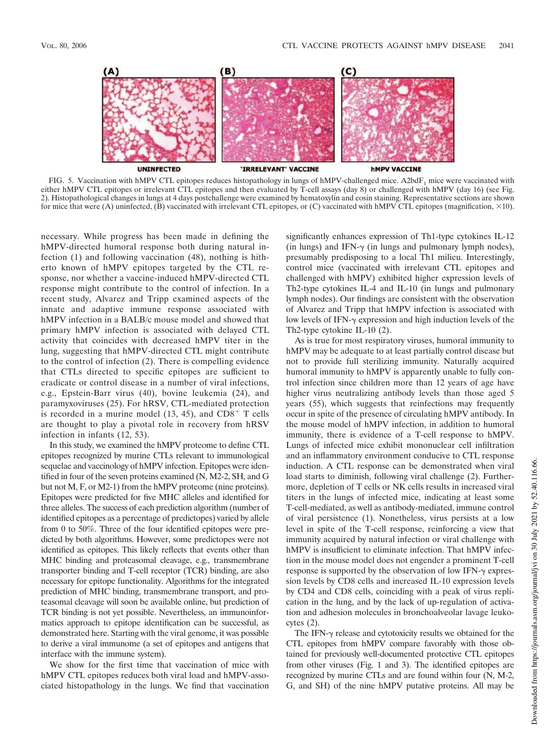FIG. 5. Vaccination with hMPV CTL epitopes reduces histopathology in lungs of hMPV-challenged mice. A2bdF$_1$ mice were vaccinated with either hMPV CTL epitopes or irrelevant CTL epitopes and then evaluated by T-cell assays (day 8) or challenged with hMPV (day 16) (see Fig. 2). Histopathological changes in lungs at 4 days postchallenge were examined by hematoxylin and eosin staining. Representative sections are shown for mice that were (A) uninfected, (B) vaccinated with irrelevant CTL epitopes, or (C) vaccinated with hMPV CTL epitopes (magnification, ×10).

necessary. While progress has been made in defining the hMPV-directed humoral response both during natural infection (1) and following vaccination (48), nothing is hitherto known of hMPV epitopes targeted by the CTL response, nor whether a vaccine-induced hMPV-directed CTL response might contribute to the control of infection. In a recent study, Alvarez and Tripp examined aspects of the innate and adaptive immune response associated with hMPV infection in a BALB/c mouse model and showed that primary hMPV infection is associated with delayed CTL activity that coincides with decreased hMPV titer in the lung, suggesting that hMPV-directed CTL might contribute to the control of infection (2). There is compelling evidence that CTLs directed to specific epitopes are sufficient to eradicate or control disease in a number of viral infections, e.g., Epstein-Barr virus (40), bovine leukemia (24), and paramyxoviruses (25). For hRSV, CTL-mediated protection is recorded in a murine model (13, 45), and CD8$^+$ T cells are thought to play a pivotal role in recovery from hRSV infection in infants (12, 53).

In this study, we examined the hMPV proteome to define CTL epitopes recognized by murine CTLs relevant to immunological sequelae and vaccinology of hMPV infection. Epitopes were identified in four of the seven proteins examined (N, M2-2, SH, and G but not M, F, or M2-1) from the hMPV proteome (nine proteins). Epitopes were predicted for five MHC alleles and identified for three alleles. The success of each prediction algorithm (number of identified epitopes as a percentage of predictopes) varied by allele from 0 to 50%. Three of the four identified epitopes were predicted by both algorithms. However, some predictopes were not identified as epitopes. This likely reflects that events other than MHC binding and proteasomal cleavage, e.g., transmembrane transporter binding and T-cell receptor (TCR) binding, are also necessary for epitope functionality. Algorithms for the integrated prediction of MHC binding, transmembrane transport, and proteasomal cleavage will soon be available online, but prediction of TCR binding is not yet possible. Nevertheless, an immunoinformatics approach to epitope identification can be successful, as demonstrated here. Starting with the viral genome, it was possible to derive a viral immunome (a set of epitopes and antigens that interface with the immune system).

We show for the first time that vaccination of mice with hMPV CTL epitopes reduces both viral load and hMPV-associated histopathology in the lungs. We find that vaccination significantly enhances expression of Th1-type cytokines IL-12 (in lungs) and IFN-γ (in lungs and pulmonary lymph nodes), presumably predisposing to a local Th1 milieu. Interestingly, control mice (vaccinated with irrelevant CTL epitopes and challenged with hMPV) exhibited higher expression levels of Th2-type cytokines IL-4 and IL-10 (in lungs and pulmonary lymph nodes). Our findings are consistent with the observation of Alvarez and Tripp that hMPV infection is associated with low levels of IFN-γ expression and high induction levels of the Th2-type cytokine IL-10 (2).

As is true for most respiratory viruses, humoral immunity to hMPV may be adequate to at least partially control disease but not to provide full sterilizing immunity. Naturally acquired humoral immunity to hMPV is apparently unable to fully control infection since children more than 12 years of age have higher virus neutralizing antibody levels than those aged 5 years (55), which suggests that reinfections may frequently occur in spite of the presence of circulating hMPV antibody. In the mouse model of hMPV infection, in addition to humoral immunity, there is evidence of a T-cell response to hMPV. Lungs of infected mice exhibit mononuclear cell infiltration and an inflammatory environment conducive to CTL response induction. A CTL response can be demonstrated when viral load starts to diminish, following viral challenge (2). Furthermore, depletion of T cells or NK cells results in increased viral titers in the lungs of infected mice, indicating at least some T-cell-mediated, as well as antibody-mediated, immune control of viral persistence (1). Nonetheless, virus persists at a low level in spite of the T-cell response, reinforcing a view that immunity acquired by natural infection or viral challenge with hMPV is insufficient to eliminate infection. That hMPV infection in the mouse model does not engender a prominent T-cell response is supported by the observation of low IFN-γ expression levels by CD8 cells and increased IL-10 expression levels by CD4 and CD8 cells, coinciding with a peak of virus replication in the lung, and by the lack of up-regulation of activation and adhesion molecules in bronchoalveolar lavage leukocytes (2).

The IFN-γ release and cytotoxicity results we obtained for the CTL epitopes from hMPV compare favorably with those obtained for previously well-documented protective CTL epitopes from other viruses (Fig. 1 and 3). The identified epitopes are recognized by murine CTLs and are found within four (N, M-2, G, and SH) of the nine hMPV putative proteins. All may be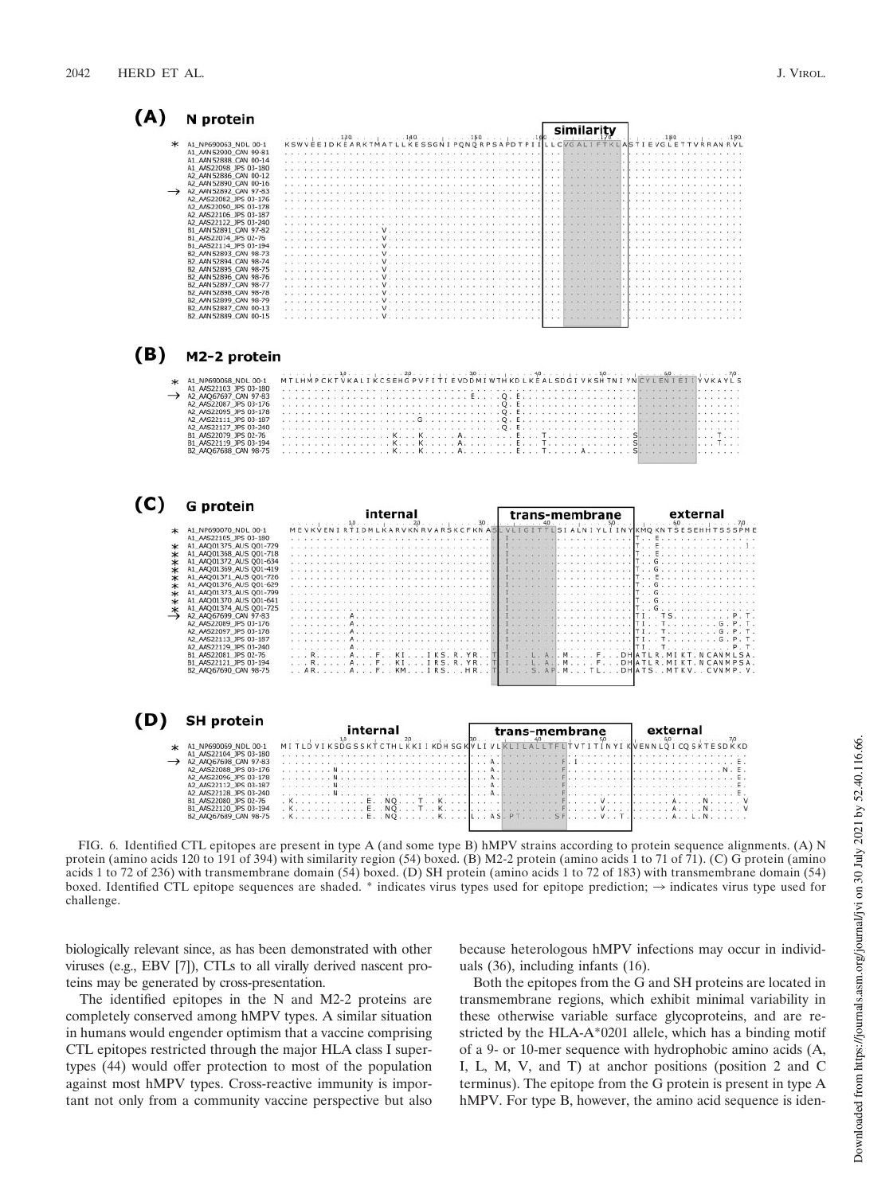FIG. 6. Identified CTL epitopes are present in type A (and some type B) hMPV strains according to protein sequence alignments. (A) N protein (amino acids 120 to 191 of 394) with similarity region (54) boxed. (B) M2-2 protein (amino acids 1 to 71 of 71). (C) G protein (amino acids 1 to 72 of 236) with transmembrane domain (54) boxed. (D) SH protein (amino acids 1 to 72 of 183) with transmembrane domain (54) boxed. Identified CTL epitope sequences are shaded. * indicates virus types used for epitope prediction; → indicates virus type used for challenge.

biologically relevant since, as has been demonstrated with other viruses (e.g., EBV [7]), CTLs to all virally derived nascent proteins may be generated by cross-presentation.

The identified epitopes in the N and M2-2 proteins are completely conserved among hMPV types. A similar situation in humans would engender optimism that a vaccine comprising CTL epitopes restricted through the major HLA class I supertypes (44) would offer protection to most of the population against most hMPV types. Cross-reactive immunity is important not only from a community vaccine perspective but also because heterologous hMPV infections may occur in individuals (36), including infants (16).

Both the epitopes from the G and SH proteins are located in transmembrane regions, which exhibit minimal variability in these otherwise variable surface glycoproteins, and are restricted by the HLA-A*0201 allele, which has a binding motif of a 9- or 10-mer sequence with hydrophobic amino acids (A, I, L, M, V, and T) at anchor positions (position 2 and C terminus). The epitope from the G protein is present in type A hMPV. For type B, however, the amino acid sequence is iden-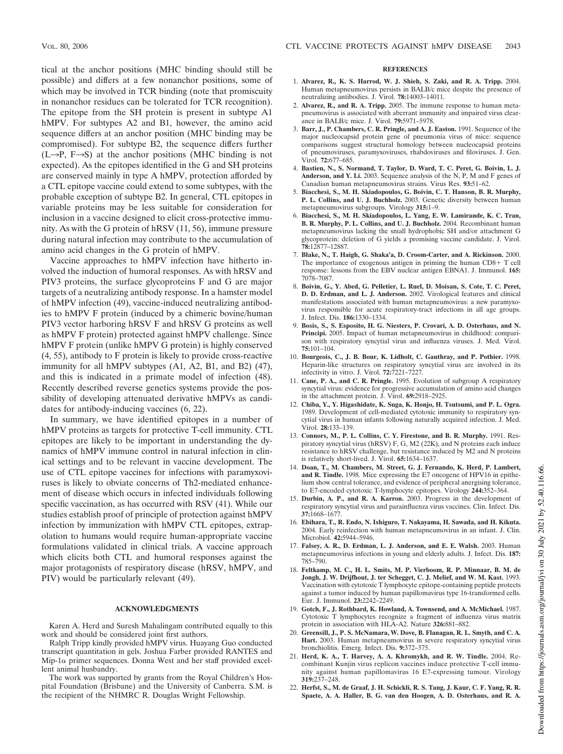tical at the anchor positions (MHC binding should still be possible) and differs at a few nonanchor positions, some of which may be involved in TCR binding (note that promiscuity in nonanchor residues can be tolerated for TCR recognition). The epitope from the SH protein is present in subtype A1 hMPV. For subtypes A2 and B1, however, the amino acid sequence differs at an anchor position (MHC binding may be compromised). For subtype B2, the sequence differs further (L→P, F→S) at the anchor positions (MHC binding is not expected). As the epitopes identified in the G and SH proteins are conserved mainly in type A hMPV, protection afforded by a CTL epitope vaccine could extend to some subtypes, with the probable exception of subtype B2. In general, CTL epitopes in variable proteins may be less suitable for consideration for inclusion in a vaccine designed to elicit cross-protective immunity. As with the G protein of hRSV (11, 56), immune pressure during natural infection may contribute to the accumulation of amino acid changes in the G protein of hMPV.

Vaccine approaches to hMPV infection have hitherto involved the induction of humoral responses. As with hRSV and PIV3 proteins, the surface glycoproteins F and G are major targets of a neutralizing antibody response. In a hamster model of hMPV infection (49), vaccine-induced neutralizing antibodies to hMPV F protein (induced by a chimeric bovine/human PIV3 vector harboring hRSV F and hRSV G proteins as well as hMPV F protein) protected against hMPV challenge. Since hMPV F protein (unlike hMPV G protein) is highly conserved (4, 55), antibody to F protein is likely to provide cross-reactive immunity for all hMPV subtypes (A1, A2, B1, and B2) (47), and this is indicated in a primate model of infection (48). Recently described reverse genetics systems provide the possibility of developing attenuated derivative hMPVs as candidates for antibody-inducing vaccines (6, 22).

In summary, we have identified epitopes in a number of hMPV proteins as targets for protective T-cell immunity. CTL epitopes are likely to be important in understanding the dynamics of hMPV immune control in natural infection in clinical settings and to be relevant in vaccine development. The use of CTL epitope vaccines for infections with paramyxoviruses is likely to obviate concerns of Th2-mediated enhancement of disease which occurs in infected individuals following specific vaccination, as has occurred with RSV (41). While our studies establish proof of principle of protection against hMPV infection by immunization with hMPV CTL epitopes, extrapolation to humans would require human-appropriate vaccine formulations validated in clinical trials. A vaccine approach which elicits both CTL and humoral responses against the major protagonists of respiratory disease (hRSV, hMPV, and PIV) would be particularly relevant (49).

## ACKNOWLEDGMENTS

Karen A. Herd and Suresh Mahalingam contributed equally to this work and should be considered joint first authors.

Ralph Tripp kindly provided hMPV virus. Huayang Guo conducted transcript quantitation in gels. Joshua Farber provided RANTES and Mip-1$\alpha$ primer sequences. Donna West and her staff provided excellent animal husbandry.

The work was supported by grants from the Royal Children's Hospital Foundation (Brisbane) and the University of Canberra. S.M. is the recipient of the NHMRC R. Douglas Wright Fellowship.

## REFERENCES

1. **Alvarez, R., K. S. Harrod, W. J. Shieh, S. Zaki, and R. A. Tripp.** 2004. Human metapneumovirus persists in BALB/c mice despite the presence of neutralizing antibodies. J. Virol. **78:**14003–14011.
2. **Alvarez, R., and R. A. Tripp.** 2005. The immune response to human metapneumovirus is associated with aberrant immunity and impaired virus clearance in BALB/c mice. J. Virol. **79:**5971–5978.
3. **Barr, J., P. Chambers, C. R. Pringle, and A. J. Easton.** 1991. Sequence of the major nucleocapsid protein gene of pneumonia virus of mice: sequence comparisons suggest structural homology between nucleocapsid proteins of pneumoviruses, paramyxoviruses, rhabdoviruses and filoviruses. J. Gen. Virol. **72:**677–685.
4. **Bastien, N., S. Normand, T. Taylor, D. Ward, T. C. Peret, G. Boivin, L. J. Anderson, and Y. Li.** 2003. Sequence analysis of the N, P, M and F genes of Canadian human metapneumovirus strains. Virus Res. **93:**51–62.
5. **Biacchesi, S., M. H. Skiadopoulos, G. Boivin, C. T. Hanson, B. R. Murphy, P. L. Collins, and U. J. Buchholz.** 2003. Genetic diversity between human metapneumovirus subgroups. Virology **315:**1–9.
6. **Biacchesi, S., M. H. Skiadopoulos, L. Yang, E. W. Lamirande, K. C. Tran, B. R. Murphy, P. L. Collins, and U. J. Buchholz.** 2004. Recombinant human metapneumovirus lacking the small hydrophobic SH and/or attachment G glycoprotein: deletion of G yields a promising vaccine candidate. J. Virol. **78:**12877–12887.
7. **Blake, N., T. Haigh, G. Shaka'a, D. Croom-Carter, and A. Rickinson.** 2000. The importance of exogenous antigen in priming the human CD8+ T cell response: lessons from the EBV nuclear antigen EBNA1. J. Immunol. **165:** 7078–7087.
8. **Boivin, G., Y. Abed, G. Pelletier, L. Ruel, D. Moisan, S. Cote, T. C. Peret, D. D. Erdman, and L. J. Anderson.** 2002. Virological features and clinical manifestations associated with human metapneumovirus: a new paramyxovirus responsible for acute respiratory-tract infections in all age groups. J. Infect. Dis. **186:**1330–1334.
9. **Bosis, S., S. Esposito, H. G. Niesters, P. Crovari, A. D. Osterhaus, and N. Principi.** 2005. Impact of human metapneumovirus in childhood: comparison with respiratory syncytial virus and influenza viruses. J. Med. Virol. **75:**101–104.
10. **Bourgeois, C., J. B. Bour, K. Lidholt, C. Gauthray, and P. Pothier.** 1998. Heparin-like structures on respiratory syncytial virus are involved in its infectivity in vitro. J. Virol. **72:**7221–7227.
11. **Cane, P. A., and C. R. Pringle.** 1995. Evolution of subgroup A respiratory syncytial virus: evidence for progressive accumulation of amino acid changes in the attachment protein. J. Virol. **69:**2918–2925.
12. **Chiba, Y., Y. Higashidate, K. Suga, K. Honjo, H. Tsutsumi, and P. L. Ogra.** 1989. Development of cell-mediated cytotoxic immunity to respiratory syncytial virus in human infants following naturally acquired infection. J. Med. Virol. **28:**133–139.
13. **Connors, M., P. L. Collins, C. Y. Firestone, and B. R. Murphy.** 1991. Respiratory syncytial virus (hRSV) F, G, M2 (22K), and N proteins each induce resistance to hRSV challenge, but resistance induced by M2 and N proteins is relatively short-lived. J. Virol. **65:**1634–1637.
14. **Doan, T., M. Chambers, M. Street, G. J. Fernando, K. Herd, P. Lambert, and R. Tindle.** 1998. Mice expressing the E7 oncogene of HPV16 in epithelium show central tolerance, and evidence of peripheral anergising tolerance, to E7-encoded cytotoxic T-lymphocyte epitopes. Virology **244:**352–364.
15. **Durbin, A. P., and R. A. Karron.** 2003. Progress in the development of respiratory syncytial virus and parainfluenza virus vaccines. Clin. Infect. Dis. **37:**1668–1677.
16. **Ebihara, T., R. Endo, N. Ishiguro, T. Nakayama, H. Sawada, and H. Kikuta.** 2004. Early reinfection with human metapneumovirus in an infant. J. Clin. Microbiol. **42:**5944–5946.
17. **Falsey, A. R., D. Erdman, L. J. Anderson, and E. E. Walsh.** 2003. Human metapneumovirus infections in young and elderly adults. J. Infect. Dis. **187:** 785–790.
18. **Feltkamp, M. C., H. L. Smits, M. P. Vierboom, R. P. Minnaar, B. M. de Jongh, J. W. Drijfhout, J. ter Schegget, C. J. Melief, and W. M. Kast.** 1993. Vaccination with cytotoxic T lymphocyte epitope-containing peptide protects against a tumor induced by human papillomavirus type 16-transformed cells. Eur. J. Immunol. **23:**2242–2249.
19. **Gotch, F., J. Rothbard, K. Howland, A. Townsend, and A. McMichael.** 1987. Cytotoxic T lymphocytes recognize a fragment of influenza virus matrix protein in association with HLA-A2. Nature **326:**881–882.
20. **Greensill, J., P. S. McNamara, W. Dove, B. Flanagan, R. L. Smyth, and C. A. Hart.** 2003. Human metapneumovirus in severe respiratory syncytial virus bronchiolitis. Emerg. Infect. Dis. **9:**372–375.
21. **Herd, K. A., T. Harvey, A. A. Khromykh, and R. W. Tindle.** 2004. Recombinant Kunjin virus replicon vaccines induce protective T-cell immunity against human papillomavirus 16 E7-expressing tumour. Virology **319:**237–248.
22. **Herfst, S., M. de Graaf, J. H. Schickli, R. S. Tang, J. Kaur, C. F. Yang, R. R. Spaete, A. A. Haller, B. G. van den Hoogen, A. D. Osterhaus, and R. A.**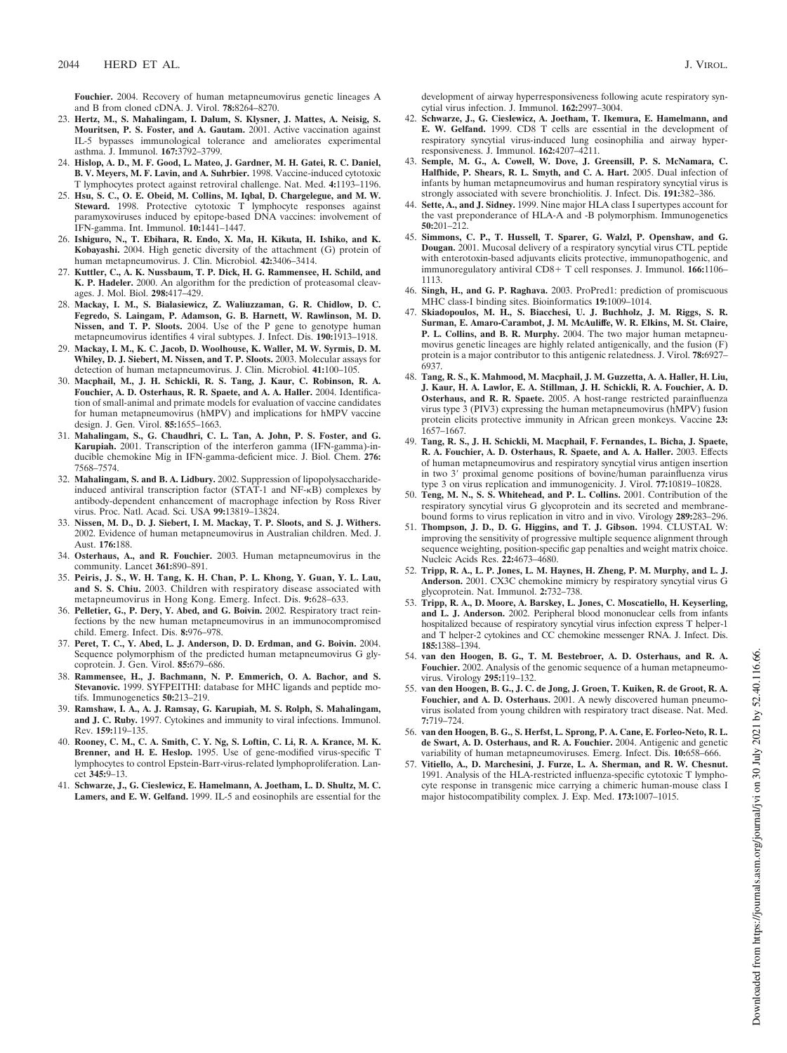Fouchier. 2004. Recovery of human metapneumovirus genetic lineages A and B from cloned cDNA. J. Virol. **78:**8264–8270.

23. **Hertz, M., S. Mahalingam, I. Dalum, S. Klysner, J. Mattes, A. Neisig, S. Mouritsen, P. S. Foster, and A. Gautam.** 2001. Active vaccination against IL-5 bypasses immunological tolerance and ameliorates experimental asthma. J. Immunol. **167:**3792–3799.
24. **Hislop, A. D., M. F. Good, L. Mateo, J. Gardner, M. H. Gatei, R. C. Daniel, B. V. Meyers, M. F. Lavin, and A. Suhrbier.** 1998. Vaccine-induced cytotoxic T lymphocytes protect against retroviral challenge. Nat. Med. **4:**1193–1196.
25. **Hsu, S. C., O. E. Obeid, M. Collins, M. Iqbal, D. Chargelegue, and M. W. Steward.** 1998. Protective cytotoxic T lymphocyte responses against paramyxoviruses induced by epitope-based DNA vaccines: involvement of IFN-gamma. Int. Immunol. **10:**1441–1447.
26. **Ishiguro, N., T. Ebihara, R. Endo, X. Ma, H. Kikuta, H. Ishiko, and K. Kobayashi.** 2004. High genetic diversity of the attachment (G) protein of human metapneumovirus. J. Clin. Microbiol. **42:**3406–3414.
27. **Kuttler, C., A. K. Nussbaum, T. P. Dick, H. G. Rammensee, H. Schild, and K. P. Hadeler.** 2000. An algorithm for the prediction of proteasomal cleavages. J. Mol. Biol. **298:**417–429.
28. **Mackay, I. M., S. Bialasiewicz, Z. Waliuzzaman, G. R. Chidlow, D. C. Fegredo, S. Laingam, P. Adamson, G. B. Harnett, W. Rawlinson, M. D. Nissen, and T. P. Sloots.** 2004. Use of the P gene to genotype human metapneumovirus identifies 4 viral subtypes. J. Infect. Dis. **190:**1913–1918.
29. **Mackay, I. M., K. C. Jacob, D. Woolhouse, K. Waller, M. W. Syrmis, D. M. Whiley, D. J. Siebert, M. Nissen, and T. P. Sloots.** 2003. Molecular assays for detection of human metapneumovirus. J. Clin. Microbiol. **41:**100–105.
30. **Macphail, M., J. H. Schickli, R. S. Tang, J. Kaur, C. Robinson, R. A. Fouchier, A. D. Osterhaus, R. R. Spaete, and A. A. Haller.** 2004. Identification of small-animal and primate models for evaluation of vaccine candidates for human metapneumovirus (hMPV) and implications for hMPV vaccine design. J. Gen. Virol. **85:**1655–1663.
31. **Mahalingam, S., G. Chaudhri, C. L. Tan, A. John, P. S. Foster, and G. Karupiah.** 2001. Transcription of the interferon gamma (IFN-gamma)-inducible chemokine Mig in IFN-gamma-deficient mice. J. Biol. Chem. **276:**7568–7574.
32. **Mahalingam, S. and B. A. Lidbury.** 2002. Suppression of lipopolysaccharide-induced antiviral transcription factor (STAT-1 and NF-κB) complexes by antibody-dependent enhancement of macrophage infection by Ross River virus. Proc. Natl. Acad. Sci. USA **99:**13819–13824.
33. **Nissen, M. D., D. J. Siebert, I. M. Mackay, T. P. Sloots, and S. J. Withers.** 2002. Evidence of human metapneumovirus in Australian children. Med. J. Aust. **176:**188.
34. **Osterhaus, A., and R. Fouchier.** 2003. Human metapneumovirus in the community. Lancet **361:**890–891.
35. **Peiris, J. S., W. H. Tang, K. H. Chan, P. L. Khong, Y. Guan, Y. L. Lau, and S. S. Chiu.** 2003. Children with respiratory disease associated with metapneumovirus in Hong Kong. Emerg. Infect. Dis. **9:**628–633.
36. **Pelletier, G., P. Dery, Y. Abed, and G. Boivin.** 2002. Respiratory tract reinfections by the new human metapneumovirus in an immunocompromised child. Emerg. Infect. Dis. **8:**976–978.
37. **Peret, T. C., Y. Abed, L. J. Anderson, D. D. Erdman, and G. Boivin.** 2004. Sequence polymorphism of the predicted human metapneumovirus G glycoprotein. J. Gen. Virol. **85:**679–686.
38. **Rammensee, H., J. Bachmann, N. P. Emmerich, O. A. Bachor, and S. Stevanovic.** 1999. SYFPEITHI: database for MHC ligands and peptide motifs. Immunogenetics **50:**213–219.
39. **Ramshaw, I. A., A. J. Ramsay, G. Karupiah, M. S. Rolph, S. Mahalingam, and J. C. Ruby.** 1997. Cytokines and immunity to viral infections. Immunol. Rev. **159:**119–135.
40. **Rooney, C. M., C. A. Smith, C. Y. Ng, S. Loftin, C. Li, R. A. Krance, M. K. Brenner, and H. E. Heslop.** 1995. Use of gene-modified virus-specific T lymphocytes to control Epstein-Barr-virus-related lymphoproliferation. Lancet **345:**9–13.
41. **Schwarze, J., G. Cieslewicz, E. Hamelmann, A. Joetham, L. D. Shultz, M. C. Lamers, and E. W. Gelfand.** 1999. IL-5 and eosinophils are essential for the development of airway hyperresponsiveness following acute respiratory syncytial virus infection. J. Immunol. **162:**2997–3004.
42. **Schwarze, J., G. Cieslewicz, A. Joetham, T. Ikemura, E. Hamelmann, and E. W. Gelfand.** 1999. CD8 T cells are essential in the development of respiratory syncytial virus-induced lung eosinophilia and airway hyperresponsiveness. J. Immunol. **162:**4207–4211.
43. **Semple, M. G., A. Cowell, W. Dove, J. Greensill, P. S. McNamara, C. Halfhide, P. Shears, R. L. Smyth, and C. A. Hart.** 2005. Dual infection of infants by human metapneumovirus and human respiratory syncytial virus is strongly associated with severe bronchiolitis. J. Infect. Dis. **191:**382–386.
44. **Sette, A., and J. Sidney.** 1999. Nine major HLA class I supertypes account for the vast preponderance of HLA-A and -B polymorphism. Immunogenetics **50:**201–212.
45. **Simmons, C. P., T. Hussell, T. Sparer, G. Walzl, P. Openshaw, and G. Dougan.** 2001. Mucosal delivery of a respiratory syncytial virus CTL peptide with enterotoxin-based adjuvants elicits protective, immunopathogenic, and immunoregulatory antiviral CD8+ T cell responses. J. Immunol. **166:**1106–1113.
46. **Singh, H., and G. P. Raghava.** 2003. ProPred1: prediction of promiscuous MHC class-I binding sites. Bioinformatics **19:**1009–1014.
47. **Skiadopoulos, M. H., S. Biacchesi, U. J. Buchholz, J. M. Riggs, S. R. Surman, E. Amaro-Carambot, J. M. McAuliffe, W. R. Elkins, M. St. Claire, P. L. Collins, and B. R. Murphy.** 2004. The two major human metapneumovirus genetic lineages are highly related antigenically, and the fusion (F) protein is a major contributor to this antigenic relatedness. J. Virol. **78:**6927–6937.
48. **Tang, R. S., K. Mahmood, M. Macphail, J. M. Guzzetta, A. A. Haller, H. Liu, J. Kaur, H. A. Lawlor, E. A. Stillman, J. H. Schickli, R. A. Fouchier, A. D. Osterhaus, and R. R. Spaete.** 2005. A host-range restricted parainfluenza virus type 3 (PIV3) expressing the human metapneumovirus (hMPV) fusion protein elicits protective immunity in African green monkeys. Vaccine **23:**1657–1667.
49. **Tang, R. S., J. H. Schickli, M. Macphail, F. Fernandes, L. Bicha, J. Spaete, R. A. Fouchier, A. D. Osterhaus, R. Spaete, and A. A. Haller.** 2003. Effects of human metapneumovirus and respiratory syncytial virus antigen insertion in two 3′ proximal genome positions of bovine/human parainfluenza virus type 3 on virus replication and immunogenicity. J. Virol. **77:**10819–10828.
50. **Teng, M. N., S. S. Whitehead, and P. L. Collins.** 2001. Contribution of the respiratory syncytial virus G glycoprotein and its secreted and membrane-bound forms to virus replication in vitro and in vivo. Virology **289:**283–296.
51. **Thompson, J. D., D. G. Higgins, and T. J. Gibson.** 1994. CLUSTAL W: improving the sensitivity of progressive multiple sequence alignment through sequence weighting, position-specific gap penalties and weight matrix choice. Nucleic Acids Res. **22:**4673–4680.
52. **Tripp, R. A., L. P. Jones, L. M. Haynes, H. Zheng, P. M. Murphy, and L. J. Anderson.** 2001. CX3C chemokine mimicry by respiratory syncytial virus G glycoprotein. Nat. Immunol. **2:**732–738.
53. **Tripp, R. A., D. Moore, A. Barskey, L. Jones, C. Moscatiello, H. Keyserling, and L. J. Anderson.** 2002. Peripheral blood mononuclear cells from infants hospitalized because of respiratory syncytial virus infection express T helper-1 and T helper-2 cytokines and CC chemokine messenger RNA. J. Infect. Dis. **185:**1388–1394.
54. **van den Hoogen, B. G., T. M. Bestebroer, A. D. Osterhaus, and R. A. Fouchier.** 2002. Analysis of the genomic sequence of a human metapneumovirus. Virology **295:**119–132.
55. **van den Hoogen, B. G., J. C. de Jong, J. Groen, T. Kuiken, R. de Groot, R. A. Fouchier, and A. D. Osterhaus.** 2001. A newly discovered human pneumovirus isolated from young children with respiratory tract disease. Nat. Med. **7:**719–724.
56. **van den Hoogen, B. G., S. Herfst, L. Sprong, P. A. Cane, E. Forleo-Neto, R. L. de Swart, A. D. Osterhaus, and R. A. Fouchier.** 2004. Antigenic and genetic variability of human metapneumoviruses. Emerg. Infect. Dis. **10:**658–666.
57. **Vitiello, A., D. Marchesini, J. Furze, L. A. Sherman, and R. W. Chesnut.** 1991. Analysis of the HLA-restricted influenza-specific cytotoxic T lymphocyte response in transgenic mice carrying a chimeric human-mouse class I major histocompatibility complex. J. Exp. Med. **173:**1007–1015.